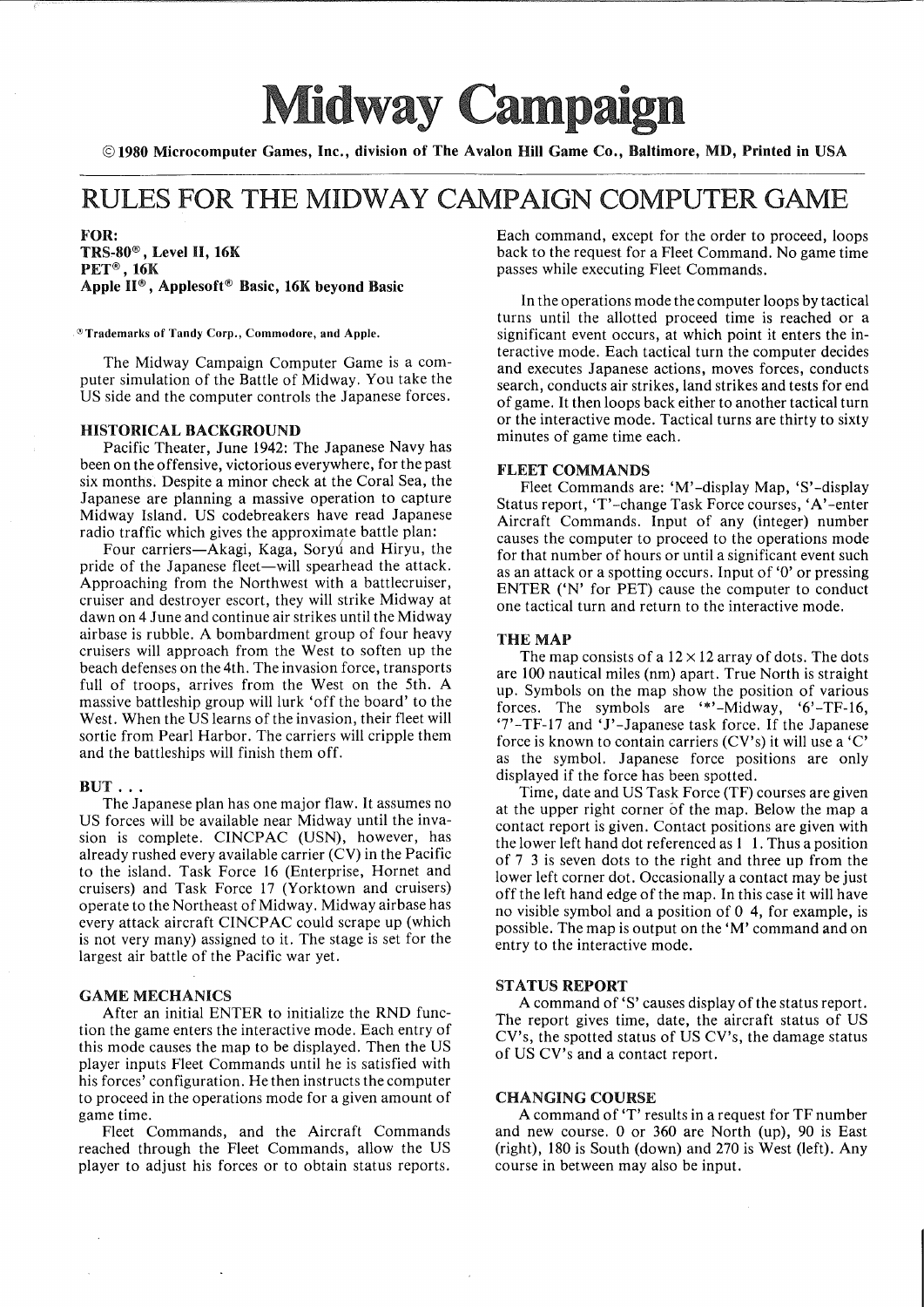# Midway Campaign

© 1980 Microcomputer Games, Inc., division of The Avalon Hill Game Co., Baltimore, MD, Printed in USA

# RULES FOR THE MIDWAY CAMPAIGN COMPUTER GAME

**FOR:**
**TRS-80®, Level II, 16K**
**PET®, 16K**
**Apple II®, Applesoft® Basic, 16K beyond Basic**

® Trademarks of Tandy Corp., Commodore, and Apple.

The Midway Campaign Computer Game is a computer simulation of the Battle of Midway. You take the US side and the computer controls the Japanese forces.

### HISTORICAL BACKGROUND

Pacific Theater, June 1942: The Japanese Navy has been on the offensive, victorious everywhere, for the past six months. Despite a minor check at the Coral Sea, the Japanese are planning a massive operation to capture Midway Island. US codebreakers have read Japanese radio traffic which gives the approximate battle plan:

Four carriers—Akagi, Kaga, Soryú and Hiryu, the pride of the Japanese fleet—will spearhead the attack. Approaching from the Northwest with a battlecruiser, cruiser and destroyer escort, they will strike Midway at dawn on 4 June and continue air strikes until the Midway airbase is rubble. A bombardment group of four heavy cruisers will approach from the West to soften up the beach defenses on the 4th. The invasion force, transports full of troops, arrives from the West on the 5th. A massive battleship group will lurk 'off the board' to the West. When the US learns of the invasion, their fleet will sortie from Pearl Harbor. The carriers will cripple them and the battleships will finish them off.

### BUT . . .

The Japanese plan has one major flaw. It assumes no US forces will be available near Midway until the invasion is complete. CINCPAC (USN), however, has already rushed every available carrier (CV) in the Pacific to the island. Task Force 16 (Enterprise, Hornet and cruisers) and Task Force 17 (Yorktown and cruisers) operate to the Northeast of Midway. Midway airbase has every attack aircraft CINCPAC could scrape up (which is not very many) assigned to it. The stage is set for the largest air battle of the Pacific war yet.

### GAME MECHANICS

After an initial ENTER to initialize the RND function the game enters the interactive mode. Each entry of this mode causes the map to be displayed. Then the US player inputs Fleet Commands until he is satisfied with his forces' configuration. He then instructs the computer to proceed in the operations mode for a given amount of game time.

Fleet Commands, and the Aircraft Commands reached through the Fleet Commands, allow the US player to adjust his forces or to obtain status reports. Each command, except for the order to proceed, loops back to the request for a Fleet Command. No game time passes while executing Fleet Commands.

In the operations mode the computer loops by tactical turns until the allotted proceed time is reached or a significant event occurs, at which point it enters the interactive mode. Each tactical turn the computer decides and executes Japanese actions, moves forces, conducts search, conducts air strikes, land strikes and tests for end of game. It then loops back either to another tactical turn or the interactive mode. Tactical turns are thirty to sixty minutes of game time each.

### FLEET COMMANDS

Fleet Commands are: 'M'–display Map, 'S'–display Status report, 'T'–change Task Force courses, 'A'–enter Aircraft Commands. Input of any (integer) number causes the computer to proceed to the operations mode for that number of hours or until a significant event such as an attack or a spotting occurs. Input of '0' or pressing ENTER ('N' for PET) cause the computer to conduct one tactical turn and return to the interactive mode.

### THE MAP

The map consists of a 12 × 12 array of dots. The dots are 100 nautical miles (nm) apart. True North is straight up. Symbols on the map show the position of various forces. The symbols are '*'–Midway, '6'–TF-16, '7'–TF-17 and 'J'–Japanese task force. If the Japanese force is known to contain carriers (CV's) it will use a 'C' as the symbol. Japanese force positions are only displayed if the force has been spotted.

Time, date and US Task Force (TF) courses are given at the upper right corner of the map. Below the map a contact report is given. Contact positions are given with the lower left hand dot referenced as 1 1. Thus a position of 7 3 is seven dots to the right and three up from the lower left corner dot. Occasionally a contact may be just off the left hand edge of the map. In this case it will have no visible symbol and a position of 0 4, for example, is possible. The map is output on the 'M' command and on entry to the interactive mode.

### STATUS REPORT

A command of 'S' causes display of the status report. The report gives time, date, the aircraft status of US CV's, the spotted status of US CV's, the damage status of US CV's and a contact report.

### CHANGING COURSE

A command of 'T' results in a request for TF number and new course. 0 or 360 are North (up), 90 is East (right), 180 is South (down) and 270 is West (left). Any course in between may also be input.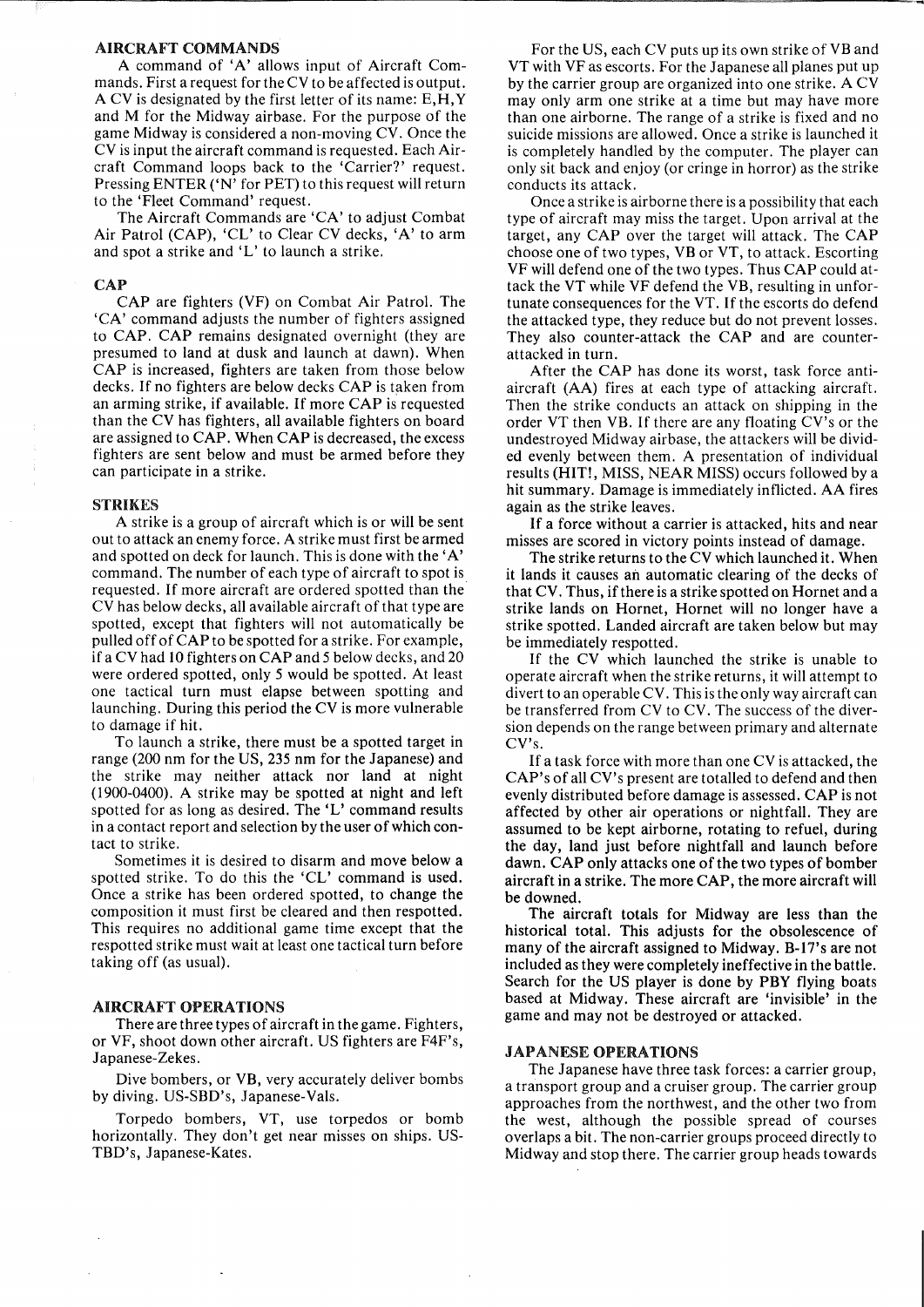## AIRCRAFT COMMANDS

A command of 'A' allows input of Aircraft Commands. First a request for the CV to be affected is output. A CV is designated by the first letter of its name: E,H,Y and M for the Midway airbase. For the purpose of the game Midway is considered a non-moving CV. Once the CV is input the aircraft command is requested. Each Aircraft Command loops back to the 'Carrier?' request. Pressing ENTER ('N' for PET) to this request will return to the 'Fleet Command' request.

The Aircraft Commands are 'CA' to adjust Combat Air Patrol (CAP), 'CL' to Clear CV decks, 'A' to arm and spot a strike and 'L' to launch a strike.

## CAP

CAP are fighters (VF) on Combat Air Patrol. The 'CA' command adjusts the number of fighters assigned to CAP. CAP remains designated overnight (they are presumed to land at dusk and launch at dawn). When CAP is increased, fighters are taken from those below decks. If no fighters are below decks CAP is taken from an arming strike, if available. If more CAP is requested than the CV has fighters, all available fighters on board are assigned to CAP. When CAP is decreased, the excess fighters are sent below and must be armed before they can participate in a strike.

## STRIKES

A strike is a group of aircraft which is or will be sent out to attack an enemy force. A strike must first be armed and spotted on deck for launch. This is done with the 'A' command. The number of each type of aircraft to spot is requested. If more aircraft are ordered spotted than the CV has below decks, all available aircraft of that type are spotted, except that fighters will not automatically be pulled off of CAP to be spotted for a strike. For example, if a CV had 10 fighters on CAP and 5 below decks, and 20 were ordered spotted, only 5 would be spotted. At least one tactical turn must elapse between spotting and launching. During this period the CV is more vulnerable to damage if hit.

To launch a strike, there must be a spotted target in range (200 nm for the US, 235 nm for the Japanese) and the strike may neither attack nor land at night (1900-0400). A strike may be spotted at night and left spotted for as long as desired. The 'L' command results in a contact report and selection by the user of which contact to strike.

Sometimes it is desired to disarm and move below a spotted strike. To do this the 'CL' command is used. Once a strike has been ordered spotted, to change the composition it must first be cleared and then respotted. This requires no additional game time except that the respotted strike must wait at least one tactical turn before taking off (as usual).

## AIRCRAFT OPERATIONS

There are three types of aircraft in the game. Fighters, or VF, shoot down other aircraft. US fighters are F4F's, Japanese-Zekes.

Dive bombers, or VB, very accurately deliver bombs by diving. US-SBD's, Japanese-Vals.

Torpedo bombers, VT, use torpedos or bomb horizontally. They don't get near misses on ships. US-TBD's, Japanese-Kates.

For the US, each CV puts up its own strike of VB and VT with VF as escorts. For the Japanese all planes put up by the carrier group are organized into one strike. A CV may only arm one strike at a time but may have more than one airborne. The range of a strike is fixed and no suicide missions are allowed. Once a strike is launched it is completely handled by the computer. The player can only sit back and enjoy (or cringe in horror) as the strike conducts its attack.

Once a strike is airborne there is a possibility that each type of aircraft may miss the target. Upon arrival at the target, any CAP over the target will attack. The CAP choose one of two types, VB or VT, to attack. Escorting VF will defend one of the two types. Thus CAP could attack the VT while VF defend the VB, resulting in unfortunate consequences for the VT. If the escorts do defend the attacked type, they reduce but do not prevent losses. They also counter-attack the CAP and are counter-attacked in turn.

After the CAP has done its worst, task force anti-aircraft (AA) fires at each type of attacking aircraft. Then the strike conducts an attack on shipping in the order VT then VB. If there are any floating CV's or the undestroyed Midway airbase, the attackers will be divided evenly between them. A presentation of individual results (HIT!, MISS, NEAR MISS) occurs followed by a hit summary. Damage is immediately inflicted. AA fires again as the strike leaves.

If a force without a carrier is attacked, hits and near misses are scored in victory points instead of damage.

The strike returns to the CV which launched it. When it lands it causes an automatic clearing of the decks of that CV. Thus, if there is a strike spotted on Hornet and a strike lands on Hornet, Hornet will no longer have a strike spotted. Landed aircraft are taken below but may be immediately respotted.

If the CV which launched the strike is unable to operate aircraft when the strike returns, it will attempt to divert to an operable CV. This is the only way aircraft can be transferred from CV to CV. The success of the diversion depends on the range between primary and alternate CV's.

If a task force with more than one CV is attacked, the CAP's of all CV's present are totalled to defend and then evenly distributed before damage is assessed. CAP is not affected by other air operations or nightfall. They are assumed to be kept airborne, rotating to refuel, during the day, land just before nightfall and launch before dawn. CAP only attacks one of the two types of bomber aircraft in a strike. The more CAP, the more aircraft will be downed.

The aircraft totals for Midway are less than the historical total. This adjusts for the obsolescence of many of the aircraft assigned to Midway. B-17's are not included as they were completely ineffective in the battle. Search for the US player is done by PBY flying boats based at Midway. These aircraft are 'invisible' in the game and may not be destroyed or attacked.

## JAPANESE OPERATIONS

The Japanese have three task forces: a carrier group, a transport group and a cruiser group. The carrier group approaches from the northwest, and the other two from the west, although the possible spread of courses overlaps a bit. The non-carrier groups proceed directly to Midway and stop there. The carrier group heads towards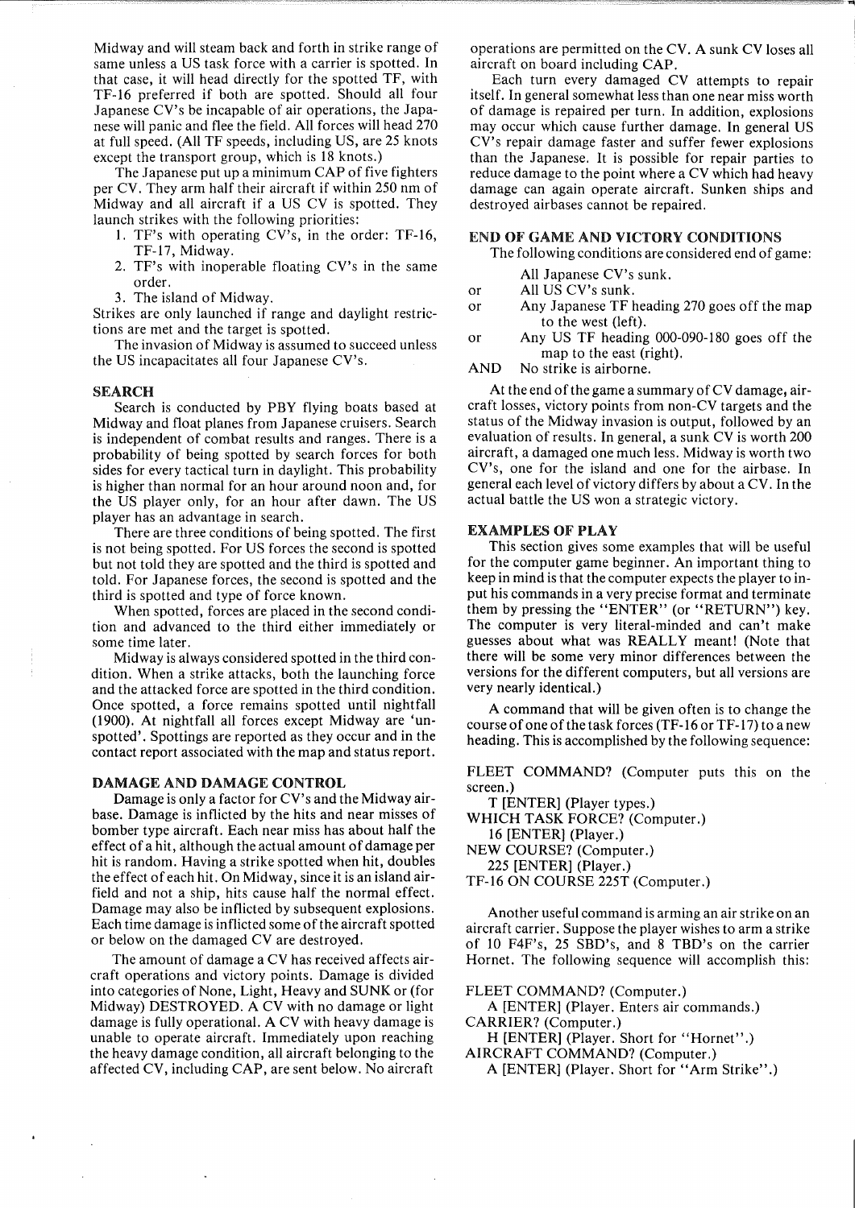Midway and will steam back and forth in strike range of same unless a US task force with a carrier is spotted. In that case, it will head directly for the spotted TF, with TF-16 preferred if both are spotted. Should all four Japanese CV's be incapable of air operations, the Japanese will panic and flee the field. All forces will head 270 at full speed. (All TF speeds, including US, are 25 knots except the transport group, which is 18 knots.)

The Japanese put up a minimum CAP of five fighters per CV. They arm half their aircraft if within 250 nm of Midway and all aircraft if a US CV is spotted. They launch strikes with the following priorities:

1. TF's with operating CV's, in the order: TF-16, TF-17, Midway.
2. TF's with inoperable floating CV's in the same order.
3. The island of Midway.

Strikes are only launched if range and daylight restrictions are met and the target is spotted.

The invasion of Midway is assumed to succeed unless the US incapacitates all four Japanese CV's.

## SEARCH

Search is conducted by PBY flying boats based at Midway and float planes from Japanese cruisers. Search is independent of combat results and ranges. There is a probability of being spotted by search forces for both sides for every tactical turn in daylight. This probability is higher than normal for an hour around noon and, for the US player only, for an hour after dawn. The US player has an advantage in search.

There are three conditions of being spotted. The first is not being spotted. For US forces the second is spotted but not told they are spotted and the third is spotted and told. For Japanese forces, the second is spotted and the third is spotted and type of force known.

When spotted, forces are placed in the second condition and advanced to the third either immediately or some time later.

Midway is always considered spotted in the third condition. When a strike attacks, both the launching force and the attacked force are spotted in the third condition. Once spotted, a force remains spotted until nightfall (1900). At nightfall all forces except Midway are 'unspotted'. Spottings are reported as they occur and in the contact report associated with the map and status report.

## DAMAGE AND DAMAGE CONTROL

Damage is only a factor for CV's and the Midway airbase. Damage is inflicted by the hits and near misses of bomber type aircraft. Each near miss has about half the effect of a hit, although the actual amount of damage per hit is random. Having a strike spotted when hit, doubles the effect of each hit. On Midway, since it is an island airfield and not a ship, hits cause half the normal effect. Damage may also be inflicted by subsequent explosions. Each time damage is inflicted some of the aircraft spotted or below on the damaged CV are destroyed.

The amount of damage a CV has received affects aircraft operations and victory points. Damage is divided into categories of None, Light, Heavy and SUNK or (for Midway) DESTROYED. A CV with no damage or light damage is fully operational. A CV with heavy damage is unable to operate aircraft. Immediately upon reaching the heavy damage condition, all aircraft belonging to the affected CV, including CAP, are sent below. No aircraft operations are permitted on the CV. A sunk CV loses all aircraft on board including CAP.

Each turn every damaged CV attempts to repair itself. In general somewhat less than one near miss worth of damage is repaired per turn. In addition, explosions may occur which cause further damage. In general US CV's repair damage faster and suffer fewer explosions than the Japanese. It is possible for repair parties to reduce damage to the point where a CV which had heavy damage can again operate aircraft. Sunken ships and destroyed airbases cannot be repaired.

## END OF GAME AND VICTORY CONDITIONS

The following conditions are considered end of game:

All Japanese CV's sunk.

or All US CV's sunk.

or Any Japanese TF heading 270 goes off the map to the west (left).

or Any US TF heading 000-090-180 goes off the map to the east (right).

AND No strike is airborne.

At the end of the game a summary of CV damage, aircraft losses, victory points from non-CV targets and the status of the Midway invasion is output, followed by an evaluation of results. In general, a sunk CV is worth 200 aircraft, a damaged one much less. Midway is worth two CV's, one for the island and one for the airbase. In general each level of victory differs by about a CV. In the actual battle the US won a strategic victory.

## EXAMPLES OF PLAY

This section gives some examples that will be useful for the computer game beginner. An important thing to keep in mind is that the computer expects the player to input his commands in a very precise format and terminate them by pressing the "ENTER" (or "RETURN") key. The computer is very literal-minded and can't make guesses about what was REALLY meant! (Note that there will be some very minor differences between the versions for the different computers, but all versions are very nearly identical.)

A command that will be given often is to change the course of one of the task forces (TF-16 or TF-17) to a new heading. This is accomplished by the following sequence:

FLEET COMMAND? (Computer puts this on the screen.)
 T [ENTER] (Player types.)
WHICH TASK FORCE? (Computer.)
 16 [ENTER] (Player.)
NEW COURSE? (Computer.)
 225 [ENTER] (Player.)
TF-16 ON COURSE 225T (Computer.)

Another useful command is arming an air strike on an aircraft carrier. Suppose the player wishes to arm a strike of 10 F4F's, 25 SBD's, and 8 TBD's on the carrier Hornet. The following sequence will accomplish this:

FLEET COMMAND? (Computer.)
 A [ENTER] (Player. Enters air commands.)
CARRIER? (Computer.)
 H [ENTER] (Player. Short for "Hornet".)
AIRCRAFT COMMAND? (Computer.)
 A [ENTER] (Player. Short for "Arm Strike".)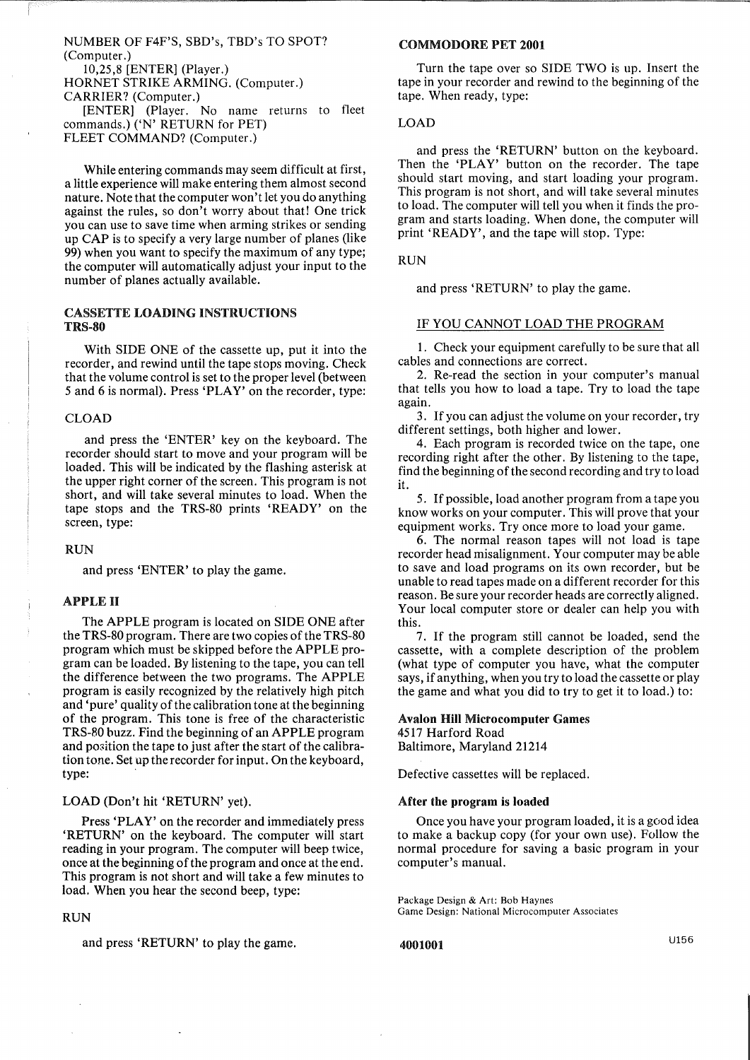NUMBER OF F4F'S, SBD's, TBD's TO SPOT? (Computer.)

10,25,8 [ENTER] (Player.)

HORNET STRIKE ARMING. (Computer.)

CARRIER? (Computer.)

[ENTER] (Player. No name returns to fleet commands.) ('N' RETURN for PET)

FLEET COMMAND? (Computer.)

While entering commands may seem difficult at first, a little experience will make entering them almost second nature. Note that the computer won't let you do anything against the rules, so don't worry about that! One trick you can use to save time when arming strikes or sending up CAP is to specify a very large number of planes (like 99) when you want to specify the maximum of any type; the computer will automatically adjust your input to the number of planes actually available.

## CASSETTE LOADING INSTRUCTIONS

### TRS-80

With SIDE ONE of the cassette up, put it into the recorder, and rewind until the tape stops moving. Check that the volume control is set to the proper level (between 5 and 6 is normal). Press 'PLAY' on the recorder, type:

CLOAD

and press the 'ENTER' key on the keyboard. The recorder should start to move and your program will be loaded. This will be indicated by the flashing asterisk at the upper right corner of the screen. This program is not short, and will take several minutes to load. When the tape stops and the TRS-80 prints 'READY' on the screen, type:

RUN

and press 'ENTER' to play the game.

### APPLE II

The APPLE program is located on SIDE ONE after the TRS-80 program. There are two copies of the TRS-80 program which must be skipped before the APPLE program can be loaded. By listening to the tape, you can tell the difference between the two programs. The APPLE program is easily recognized by the relatively high pitch and 'pure' quality of the calibration tone at the beginning of the program. This tone is free of the characteristic TRS-80 buzz. Find the beginning of an APPLE program and position the tape to just after the start of the calibration tone. Set up the recorder for input. On the keyboard, type:

LOAD (Don't hit 'RETURN' yet).

Press 'PLAY' on the recorder and immediately press 'RETURN' on the keyboard. The computer will start reading in your program. The computer will beep twice, once at the beginning of the program and once at the end. This program is not short and will take a few minutes to load. When you hear the second beep, type:

RUN

and press 'RETURN' to play the game.

### COMMODORE PET 2001

Turn the tape over so SIDE TWO is up. Insert the tape in your recorder and rewind to the beginning of the tape. When ready, type:

LOAD

and press the 'RETURN' button on the keyboard. Then the 'PLAY' button on the recorder. The tape should start moving, and start loading your program. This program is not short, and will take several minutes to load. The computer will tell you when it finds the program and starts loading. When done, the computer will print 'READY', and the tape will stop. Type:

RUN

and press 'RETURN' to play the game.

### IF YOU CANNOT LOAD THE PROGRAM

1. Check your equipment carefully to be sure that all cables and connections are correct.
2. Re-read the section in your computer's manual that tells you how to load a tape. Try to load the tape again.
3. If you can adjust the volume on your recorder, try different settings, both higher and lower.
4. Each program is recorded twice on the tape, one recording right after the other. By listening to the tape, find the beginning of the second recording and try to load it.
5. If possible, load another program from a tape you know works on your computer. This will prove that your equipment works. Try once more to load your game.
6. The normal reason tapes will not load is tape recorder head misalignment. Your computer may be able to save and load programs on its own recorder, but be unable to read tapes made on a different recorder for this reason. Be sure your recorder heads are correctly aligned. Your local computer store or dealer can help you with this.
7. If the program still cannot be loaded, send the cassette, with a complete description of the problem (what type of computer you have, what the computer says, if anything, when you try to load the cassette or play the game and what you did to try to get it to load.) to:

**Avalon Hill Microcomputer Games**
4517 Harford Road
Baltimore, Maryland 21214

Defective cassettes will be replaced.

**After the program is loaded**

Once you have your program loaded, it is a good idea to make a backup copy (for your own use). Follow the normal procedure for saving a basic program in your computer's manual.

Package Design & Art: Bob Haynes
Game Design: National Microcomputer Associates

**4001001** U156